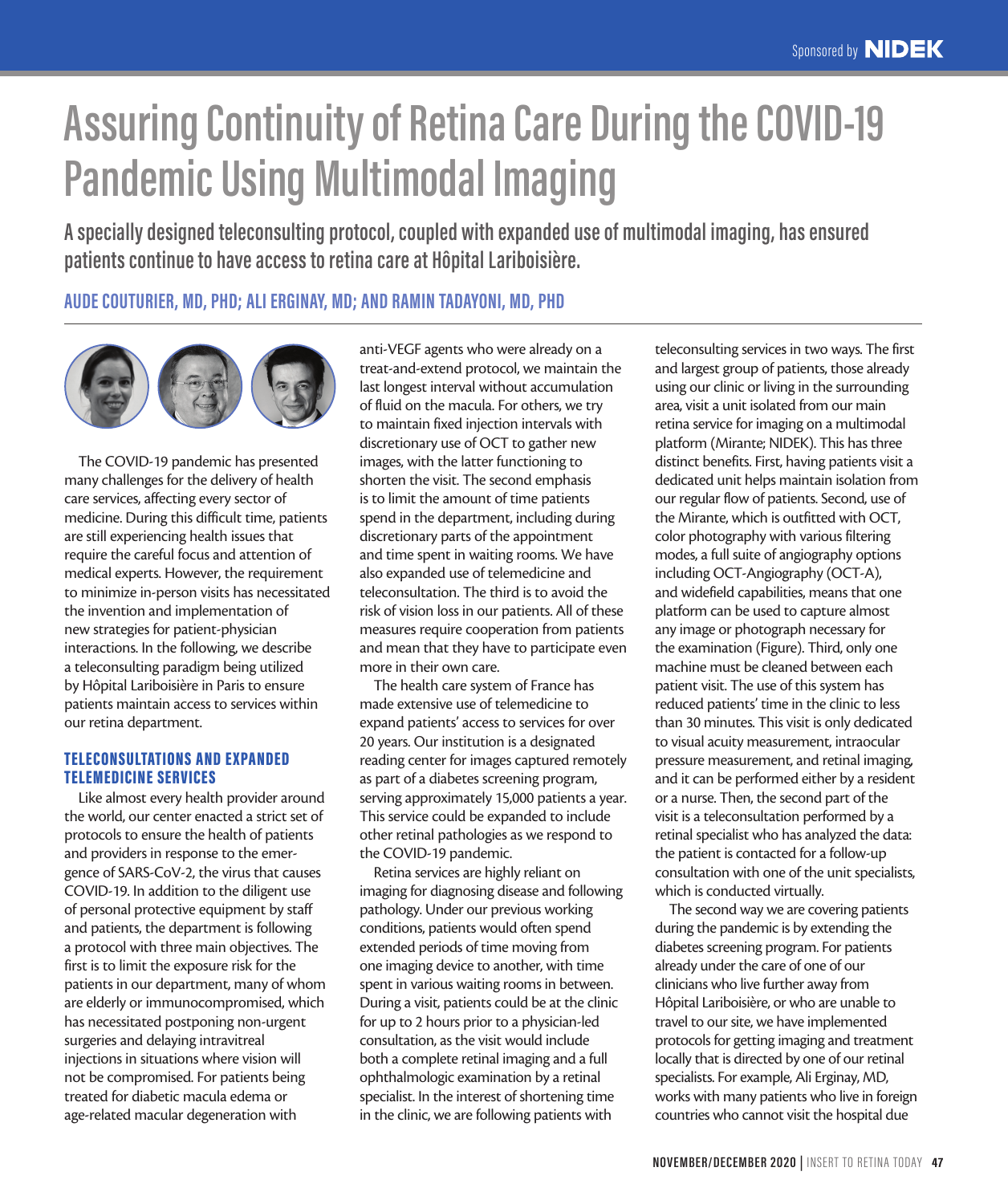# Assuring Continuity of Retina Care During the COVID-19 Pandemic Using Multimodal Imaging

**A specially designed teleconsulting protocol, coupled with expanded use of multimodal imaging, has ensured patients continue to have access to retina care at Hôpital Lariboisière.**

**AUDE COUTURIER, MD, PHD; ALI ERGINAY, MD; AND RAMIN TADAYONI, MD, PHD**

The COVID-19 pandemic has presented many challenges for the delivery of health care services, affecting every sector of medicine. During this difficult time, patients are still experiencing health issues that require the careful focus and attention of medical experts. However, the requirement to minimize in-person visits has necessitated the invention and implementation of new strategies for patient-physician interactions. In the following, we describe a teleconsulting paradigm being utilized by Hôpital Lariboisière in Paris to ensure patients maintain access to services within our retina department.

## TELECONSULTATIONS AND EXPANDED TELEMEDICINE SERVICES

Like almost every health provider around the world, our center enacted a strict set of protocols to ensure the health of patients and providers in response to the emergence of SARS-CoV-2, the virus that causes COVID-19. In addition to the diligent use of personal protective equipment by staff and patients, the department is following a protocol with three main objectives. The first is to limit the exposure risk for the patients in our department, many of whom are elderly or immunocompromised, which has necessitated postponing non-urgent surgeries and delaying intravitreal injections in situations where vision will not be compromised. For patients being treated for diabetic macula edema or age-related macular degeneration with anti-VEGF agents who were already on a treat-and-extend protocol, we maintain the last longest interval without accumulation of fluid on the macula. For others, we try to maintain fixed injection intervals with discretionary use of OCT to gather new images, with the latter functioning to shorten the visit. The second emphasis is to limit the amount of time patients spend in the department, including during discretionary parts of the appointment and time spent in waiting rooms. We have also expanded use of telemedicine and teleconsultation. The third is to avoid the risk of vision loss in our patients. All of these measures require cooperation from patients and mean that they have to participate even more in their own care.

The health care system of France has made extensive use of telemedicine to expand patients' access to services for over 20 years. Our institution is a designated reading center for images captured remotely as part of a diabetes screening program, serving approximately 15,000 patients a year. This service could be expanded to include other retinal pathologies as we respond to the COVID-19 pandemic.

Retina services are highly reliant on imaging for diagnosing disease and following pathology. Under our previous working conditions, patients would often spend extended periods of time moving from one imaging device to another, with time spent in various waiting rooms in between. During a visit, patients could be at the clinic for up to 2 hours prior to a physician-led consultation, as the visit would include both a complete retinal imaging and a full ophthalmologic examination by a retinal specialist. In the interest of shortening time in the clinic, we are following patients with teleconsulting services in two ways. The first and largest group of patients, those already using our clinic or living in the surrounding area, visit a unit isolated from our main retina service for imaging on a multimodal platform (Mirante; NIDEK). This has three distinct benefits. First, having patients visit a dedicated unit helps maintain isolation from our regular flow of patients. Second, use of the Mirante, which is outfitted with OCT, color photography with various filtering modes, a full suite of angiography options including OCT-Angiography (OCT-A), and widefield capabilities, means that one platform can be used to capture almost any image or photograph necessary for the examination (Figure). Third, only one machine must be cleaned between each patient visit. The use of this system has reduced patients' time in the clinic to less than 30 minutes. This visit is only dedicated to visual acuity measurement, intraocular pressure measurement, and retinal imaging, and it can be performed either by a resident or a nurse. Then, the second part of the visit is a teleconsultation performed by a retinal specialist who has analyzed the data: the patient is contacted for a follow-up consultation with one of the unit specialists, which is conducted virtually.

The second way we are covering patients during the pandemic is by extending the diabetes screening program. For patients already under the care of one of our clinicians who live further away from Hôpital Lariboisière, or who are unable to travel to our site, we have implemented protocols for getting imaging and treatment locally that is directed by one of our retinal specialists. For example, Ali Erginay, MD, works with many patients who live in foreign countries who cannot visit the hospital due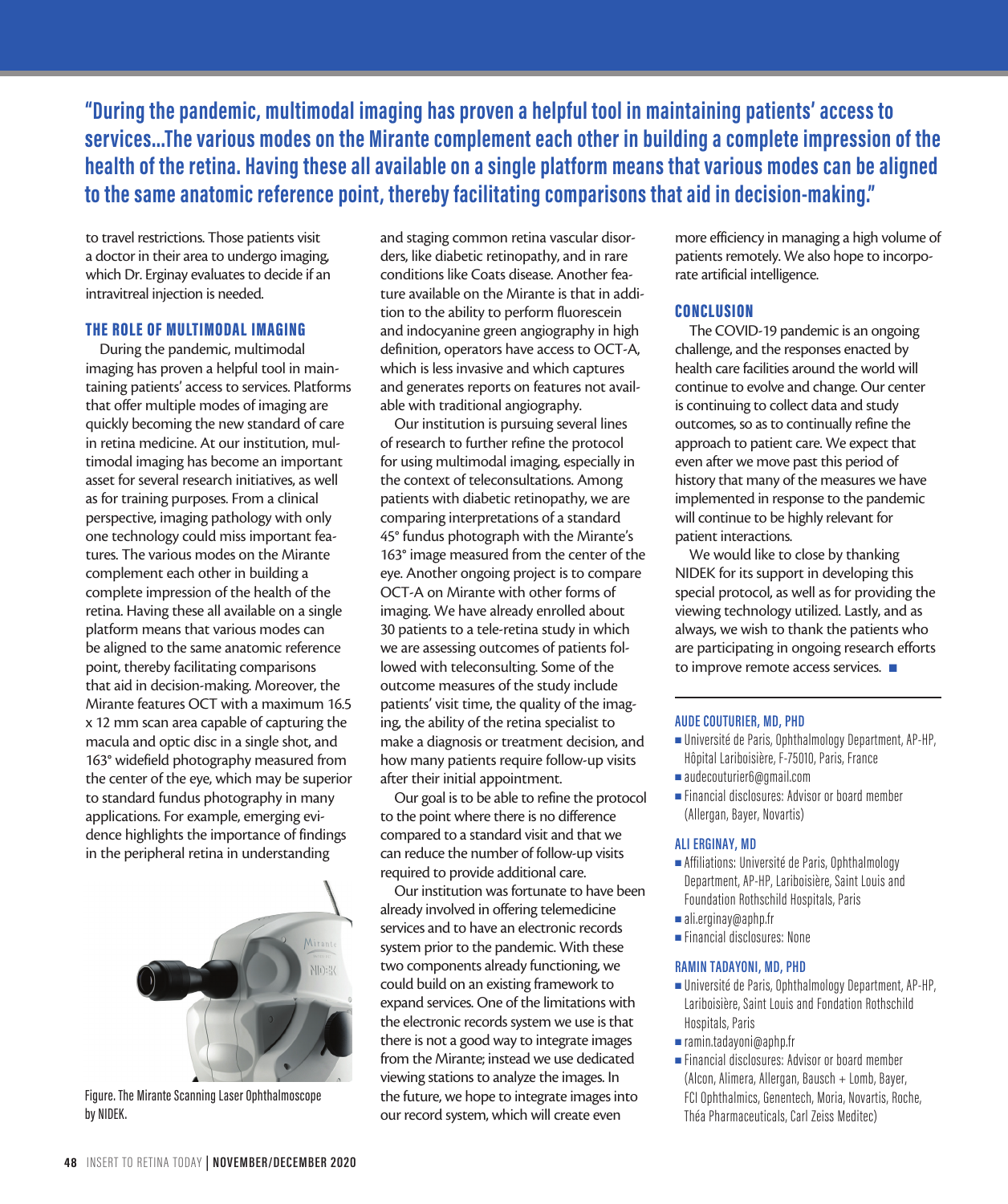"During the pandemic, multimodal imaging has proven a helpful tool in maintaining patients' access to services...The various modes on the Mirante complement each other in building a complete impression of the health of the retina. Having these all available on a single platform means that various modes can be aligned to the same anatomic reference point, thereby facilitating comparisons that aid in decision-making."

to travel restrictions. Those patients visit a doctor in their area to undergo imaging, which Dr. Erginay evaluates to decide if an intravitreal injection is needed.

## THE ROLE OF MULTIMODAL IMAGING

During the pandemic, multimodal imaging has proven a helpful tool in maintaining patients' access to services. Platforms that offer multiple modes of imaging are quickly becoming the new standard of care in retina medicine. At our institution, multimodal imaging has become an important asset for several research initiatives, as well as for training purposes. From a clinical perspective, imaging pathology with only one technology could miss important features. The various modes on the Mirante complement each other in building a complete impression of the health of the retina. Having these all available on a single platform means that various modes can be aligned to the same anatomic reference point, thereby facilitating comparisons that aid in decision-making. Moreover, the Mirante features OCT with a maximum 16.5 x 12 mm scan area capable of capturing the macula and optic disc in a single shot, and 163° widefield photography measured from the center of the eye, which may be superior to standard fundus photography in many applications. For example, emerging evidence highlights the importance of findings in the peripheral retina in understanding and staging common retina vascular disorders, like diabetic retinopathy, and in rare conditions like Coats disease. Another feature available on the Mirante is that in addition to the ability to perform fluorescein and indocyanine green angiography in high definition, operators have access to OCT-A, which is less invasive and which captures and generates reports on features not available with traditional angiography.

Figure. The Mirante Scanning Laser Ophthalmoscope by NIDEK.

Our institution is pursuing several lines of research to further refine the protocol for using multimodal imaging, especially in the context of teleconsultations. Among patients with diabetic retinopathy, we are comparing interpretations of a standard 45° fundus photograph with the Mirante's 163° image measured from the center of the eye. Another ongoing project is to compare OCT-A on Mirante with other forms of imaging. We have already enrolled about 30 patients to a tele-retina study in which we are assessing outcomes of patients followed with teleconsulting. Some of the outcome measures of the study include patients' visit time, the quality of the imaging, the ability of the retina specialist to make a diagnosis or treatment decision, and how many patients require follow-up visits after their initial appointment.

Our goal is to be able to refine the protocol to the point where there is no difference compared to a standard visit and that we can reduce the number of follow-up visits required to provide additional care.

Our institution was fortunate to have been already involved in offering telemedicine services and to have an electronic records system prior to the pandemic. With these two components already functioning, we could build on an existing framework to expand services. One of the limitations with the electronic records system we use is that there is not a good way to integrate images from the Mirante; instead we use dedicated viewing stations to analyze the images. In the future, we hope to integrate images into our record system, which will create even more efficiency in managing a high volume of patients remotely. We also hope to incorporate artificial intelligence.

## CONCLUSION

The COVID-19 pandemic is an ongoing challenge, and the responses enacted by health care facilities around the world will continue to evolve and change. Our center is continuing to collect data and study outcomes, so as to continually refine the approach to patient care. We expect that even after we move past this period of history that many of the measures we have implemented in response to the pandemic will continue to be highly relevant for patient interactions.

We would like to close by thanking NIDEK for its support in developing this special protocol, as well as for providing the viewing technology utilized. Lastly, and as always, we wish to thank the patients who are participating in ongoing research efforts to improve remote access services. ■

**AUDE COUTURIER, MD, PHD**
- Université de Paris, Ophthalmology Department, AP-HP, Hôpital Lariboisière, F-75010, Paris, France
- audecouturier6@gmail.com
- Financial disclosures: Advisor or board member (Allergan, Bayer, Novartis)

**ALI ERGINAY, MD**
- Affiliations: Université de Paris, Ophthalmology Department, AP-HP, Lariboisière, Saint Louis and Foundation Rothschild Hospitals, Paris
- ali.erginay@aphp.fr
- Financial disclosures: None

**RAMIN TADAYONI, MD, PHD**
- Université de Paris, Ophthalmology Department, AP-HP, Lariboisière, Saint Louis and Fondation Rothschild Hospitals, Paris
- ramin.tadayoni@aphp.fr
- Financial disclosures: Advisor or board member (Alcon, Alimera, Allergan, Bausch + Lomb, Bayer, FCI Ophthalmics, Genentech, Moria, Novartis, Roche, Théa Pharmaceuticals, Carl Zeiss Meditec)